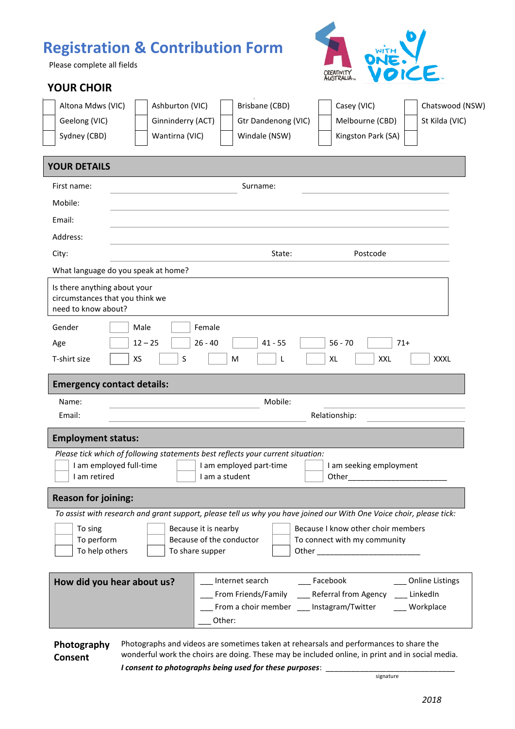# Registration & Contribution Form

Please complete all fields

## YOUR CHOIR

| | | | | |
|---|---|---|---|---|
| ☐ Altona Mdws (VIC) | ☐ Ashburton (VIC) | ☐ Brisbane (CBD) | ☐ Casey (VIC) | ☐ Chatswood (NSW) |
| ☐ Geelong (VIC) | ☐ Ginninderry (ACT) | ☐ Gtr Dandenong (VIC) | ☐ Melbourne (CBD) | ☐ St Kilda (VIC) |
| ☐ Sydney (CBD) | ☐ Wantirna (VIC) | ☐ Windale (NSW) | ☐ Kingston Park (SA) | ☐ |

## YOUR DETAILS

First name: ____________________ Surname: ____________________

Mobile: ____________________

Email: ____________________

Address: ____________________

City: ____________________ State: __________ Postcode __________

What language do you speak at home?

Is there anything about your circumstances that you think we need to know about?

Gender ☐ Male ☐ Female

Age ☐ 12 – 25 ☐ 26 - 40 ☐ 41 - 55 ☐ 56 - 70 ☐ 71+

T-shirt size ☐ XS ☐ S ☐ M ☐ L ☐ XL ☐ XXL ☐ XXXL

## Emergency contact details:

Name: ____________________ Mobile: ____________________

Email: ____________________ Relationship: ____________________

## Employment status:

*Please tick which of following statements best reflects your current situation:*

☐ I am employed full-time ☐ I am employed part-time ☐ I am seeking employment

☐ I am retired ☐ I am a student ☐ Other_______________________

## Reason for joining:

*To assist with research and grant support, please tell us why you have joined our With One Voice choir, please tick:*

☐ To sing ☐ Because it is nearby ☐ Because I know other choir members

☐ To perform ☐ Because of the conductor ☐ To connect with my community

☐ To help others ☐ To share supper ☐ Other _____________________

## How did you hear about us?

___ Internet search ___ Facebook ___ Online Listings

___ From Friends/Family ___ Referral from Agency ___ LinkedIn

___ From a choir member ___ Instagram/Twitter ___ Workplace

___ Other:

**Photography Consent**

Photographs and videos are sometimes taken at rehearsals and performances to share the wonderful work the choirs are doing. These may be included online, in print and in social media.

***I consent to photographs being used for these purposes***: _____________________________

signature

*2018*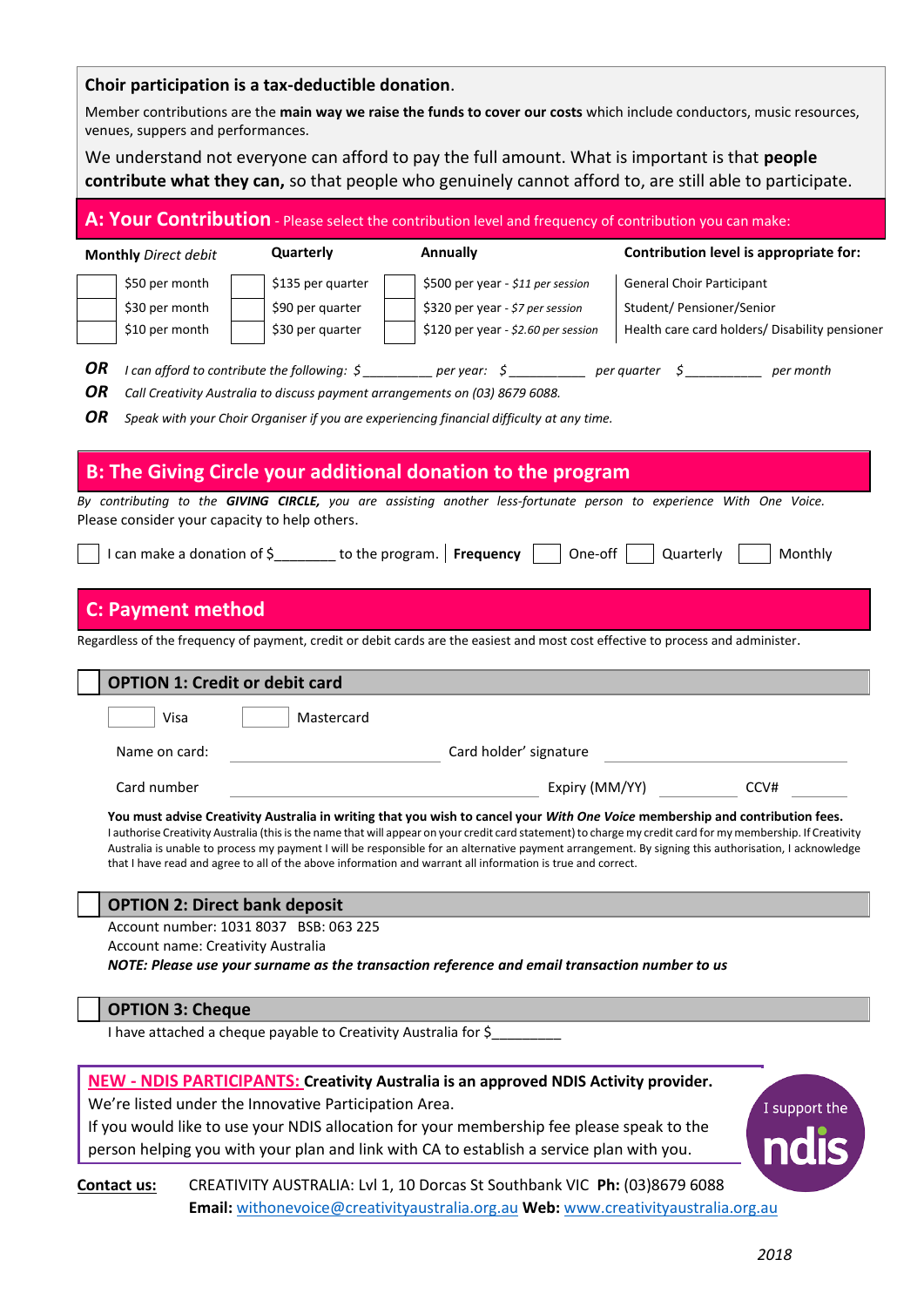**Choir participation is a tax-deductible donation**.

Member contributions are the **main way we raise the funds to cover our costs** which include conductors, music resources, venues, suppers and performances.

We understand not everyone can afford to pay the full amount. What is important is that **people contribute what they can,** so that people who genuinely cannot afford to, are still able to participate.

## A: Your Contribution - Please select the contribution level and frequency of contribution you can make:

| **Monthly** *Direct debit* | **Quarterly** | **Annually** | **Contribution level is appropriate for:** |
|---|---|---|---|
| ☐ $50 per month | ☐ $135 per quarter | ☐ $500 per year - *$11 per session* | General Choir Participant |
| ☐ $30 per month | ☐ $90 per quarter | ☐ $320 per year - *$7 per session* | Student/ Pensioner/Senior |
| ☐ $10 per month | ☐ $30 per quarter | ☐ $120 per year - *$2.60 per session* | Health care card holders/ Disability pensioner |

***OR*** *I can afford to contribute the following: $\_\_\_\_\_\_\_\_\_ per year: $ \_\_\_\_\_\_\_\_\_\_ per quarter $ \_\_\_\_\_\_\_\_\_\_ per month*

***OR*** *Call Creativity Australia to discuss payment arrangements on (03) 8679 6088.*

***OR*** *Speak with your Choir Organiser if you are experiencing financial difficulty at any time.*

## B: The Giving Circle your additional donation to the program

*By contributing to the* ***GIVING CIRCLE,*** *you are assisting another less-fortunate person to experience With One Voice.* Please consider your capacity to help others.

☐ I can make a donation of $\_\_\_\_\_\_\_\_ to the program. | **Frequency** ☐ One-off ☐ Quarterly ☐ Monthly

## C: Payment method

Regardless of the frequency of payment, credit or debit cards are the easiest and most cost effective to process and administer.

### ☐ OPTION 1: Credit or debit card

☐ Visa ☐ Mastercard

Name on card: \_\_\_\_\_\_\_\_\_\_\_\_\_\_\_\_\_\_\_\_ Card holder' signature \_\_\_\_\_\_\_\_\_\_\_\_\_\_\_\_\_\_\_\_

Card number \_\_\_\_\_\_\_\_\_\_\_\_\_\_\_\_\_\_\_\_\_\_\_\_\_\_\_\_ Expiry (MM/YY) \_\_\_\_\_\_\_\_ CCV# \_\_\_\_\_\_

**You must advise Creativity Australia in writing that you wish to cancel your *With One Voice* membership and contribution fees.** I authorise Creativity Australia (this is the name that will appear on your credit card statement) to charge my credit card for my membership. If Creativity Australia is unable to process my payment I will be responsible for an alternative payment arrangement. By signing this authorisation, I acknowledge that I have read and agree to all of the above information and warrant all information is true and correct.

### ☐ OPTION 2: Direct bank deposit

Account number: 1031 8037 BSB: 063 225

Account name: Creativity Australia

***NOTE: Please use your surname as the transaction reference and email transaction number to us***

### ☐ OPTION 3: Cheque

I have attached a cheque payable to Creativity Australia for $\_\_\_\_\_\_\_\_\_

NEW - NDIS PARTICIPANTS: **Creativity Australia is an approved NDIS Activity provider.**
We're listed under the Innovative Participation Area.
If you would like to use your NDIS allocation for your membership fee please speak to the person helping you with your plan and link with CA to establish a service plan with you.

I support the ndis

**Contact us:** CREATIVITY AUSTRALIA: Lvl 1, 10 Dorcas St Southbank VIC **Ph:** (03)8679 6088
**Email:** withonevoice@creativityaustralia.org.au **Web:** www.creativityaustralia.org.au

*2018*